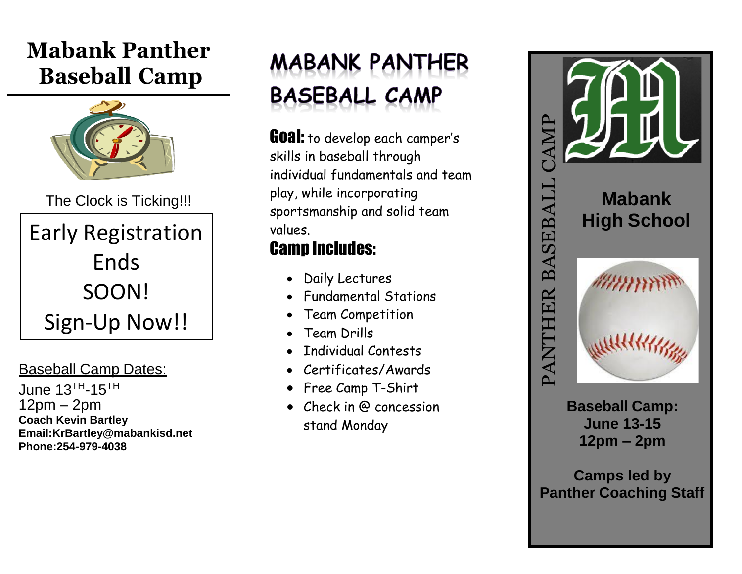# Mabank Panther Baseball Camp

The Clock is Ticking!!!

**Early Registration Ends SOON! Sign-Up Now!!**

Baseball Camp Dates:

June 13$^{TH}$-15$^{TH}$
12pm – 2pm
**Coach Kevin Bartley**
**Email:KrBartley@mabankisd.net**
**Phone:254-979-4038**

# MABANK PANTHER BASEBALL CAMP

**Goal:** to develop each camper's skills in baseball through individual fundamentals and team play, while incorporating sportsmanship and solid team values.

## Camp Includes:

- Daily Lectures
- Fundamental Stations
- Team Competition
- Team Drills
- Individual Contests
- Certificates/Awards
- Free Camp T-Shirt
- Check in @ concession stand Monday

PANTHER BASEBALL CAMP

## Mabank High School

**Baseball Camp:**
**June 13-15**
**12pm – 2pm**

**Camps led by Panther Coaching Staff**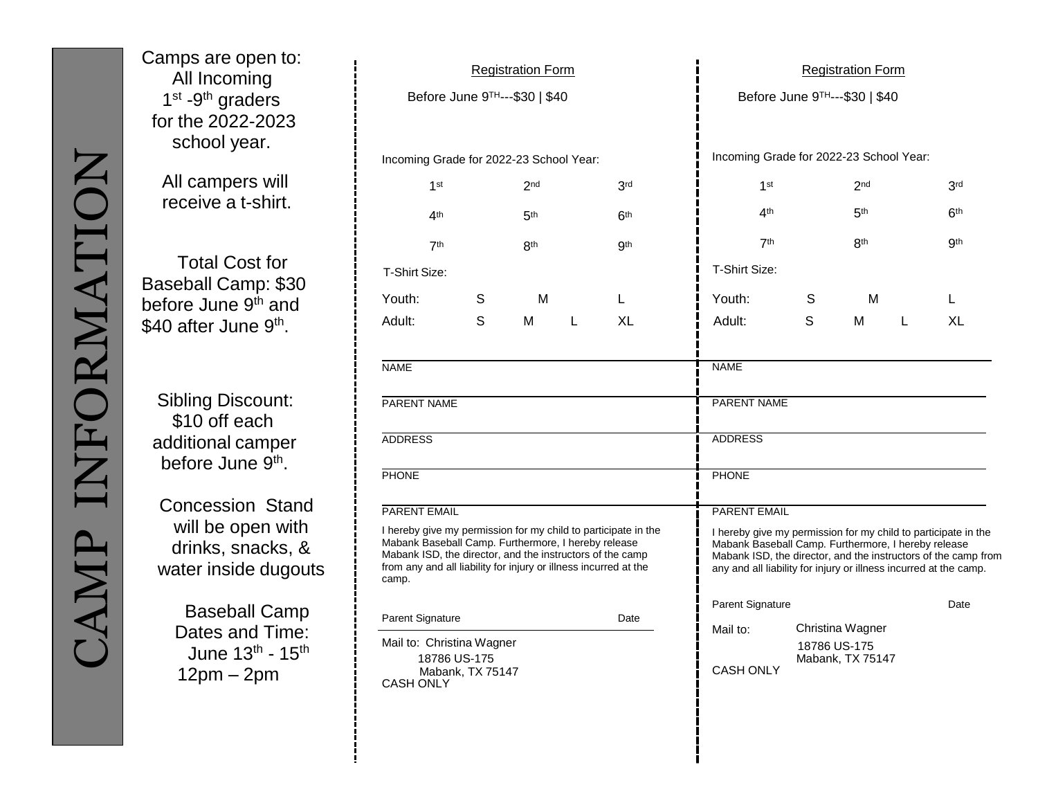# CAMP INFORMATION

Camps are open to: All Incoming 1st -9th graders for the 2022-2023 school year.

All campers will receive a t-shirt.

Total Cost for Baseball Camp: $30 before June 9th and $40 after June 9th.

Sibling Discount: $10 off each additional camper before June 9th.

Concession Stand will be open with drinks, snacks, & water inside dugouts

Baseball Camp Dates and Time: June 13th - 15th 12pm – 2pm

---

## Registration Form

Before June 9TH---$30 | $40

Incoming Grade for 2022-23 School Year:

| 1st | 2nd | 3rd |
|---|---|---|
| 4th | 5th | 6th |
| 7th | 8th | 9th |

T-Shirt Size:

| | | | | |
|---|---|---|---|---|
| Youth: | S | M | | L |
| Adult: | S | M | L | XL |

NAME

PARENT NAME

ADDRESS

PHONE

PARENT EMAIL

I hereby give my permission for my child to participate in the Mabank Baseball Camp. Furthermore, I hereby release Mabank ISD, the director, and the instructors of the camp from any and all liability for injury or illness incurred at the camp.

Parent Signature Date

Mail to: Christina Wagner
18786 US-175
Mabank, TX 75147
CASH ONLY

---

## Registration Form

Before June 9TH---$30 | $40

Incoming Grade for 2022-23 School Year:

| 1st | 2nd | 3rd |
|---|---|---|
| 4th | 5th | 6th |
| 7th | 8th | 9th |

T-Shirt Size:

| | | | | |
|---|---|---|---|---|
| Youth: | S | M | | L |
| Adult: | S | M | L | XL |

NAME

PARENT NAME

ADDRESS

PHONE

PARENT EMAIL

I hereby give my permission for my child to participate in the Mabank Baseball Camp. Furthermore, I hereby release Mabank ISD, the director, and the instructors of the camp from any and all liability for injury or illness incurred at the camp.

Parent Signature Date

Mail to: Christina Wagner
18786 US-175
Mabank, TX 75147
CASH ONLY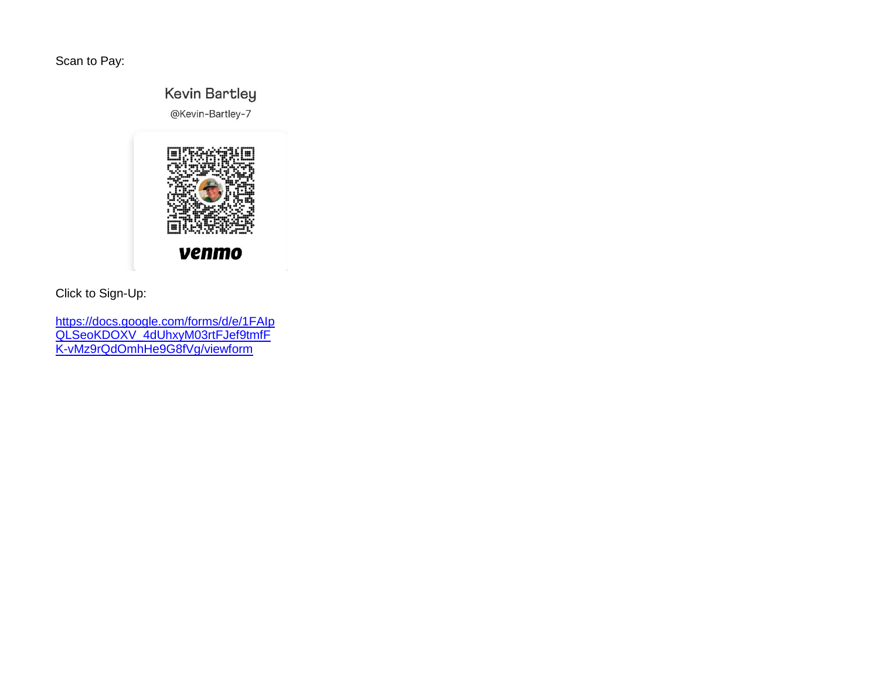Scan to Pay:

Kevin Bartley

@Kevin-Bartley-7

venmo

Click to Sign-Up:

https://docs.google.com/forms/d/e/1FAIpQLSeoKDOXV_4dUhxyM03rtFJef9tmfFK-vMz9rQdOmhHe9G8fVg/viewform